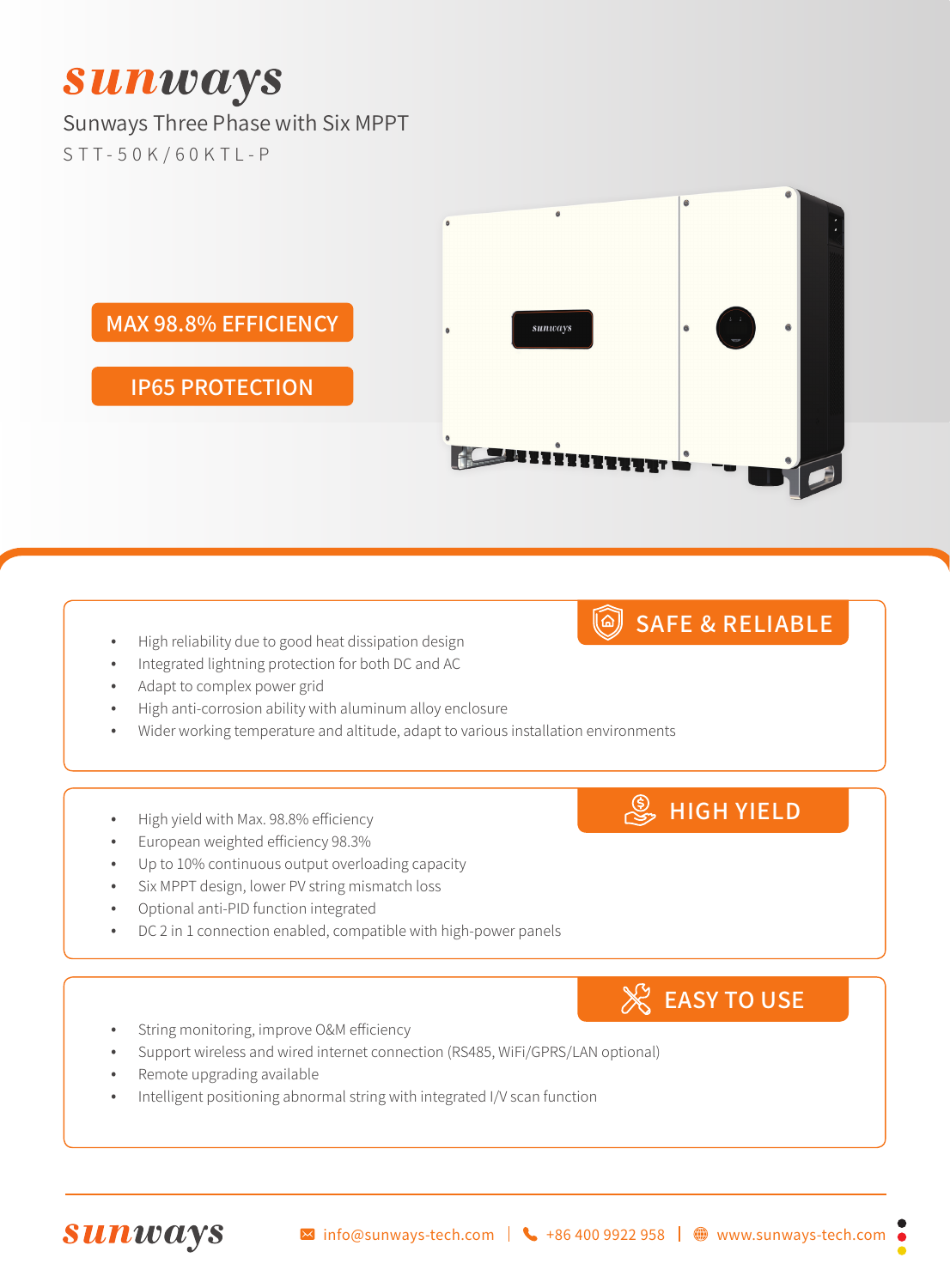# sunways

## Sunways Three Phase with Six MPPT

STT-50K/60KTL-P

**MAX 98.8% EFFICIENCY**

**IP65 PROTECTION**

### SAFE & RELIABLE

- High reliability due to good heat dissipation design
- Integrated lightning protection for both DC and AC
- Adapt to complex power grid
- High anti-corrosion ability with aluminum alloy enclosure
- Wider working temperature and altitude, adapt to various installation environments

### HIGH YIELD

- High yield with Max. 98.8% efficiency
- European weighted efficiency 98.3%
- Up to 10% continuous output overloading capacity
- Six MPPT design, lower PV string mismatch loss
- Optional anti-PID function integrated
- DC 2 in 1 connection enabled, compatible with high-power panels

### EASY TO USE

- String monitoring, improve O&M efficiency
- Support wireless and wired internet connection (RS485, WiFi/GPRS/LAN optional)
- Remote upgrading available
- Intelligent positioning abnormal string with integrated I/V scan function

sunways | info@sunways-tech.com | +86 400 9922 958 | www.sunways-tech.com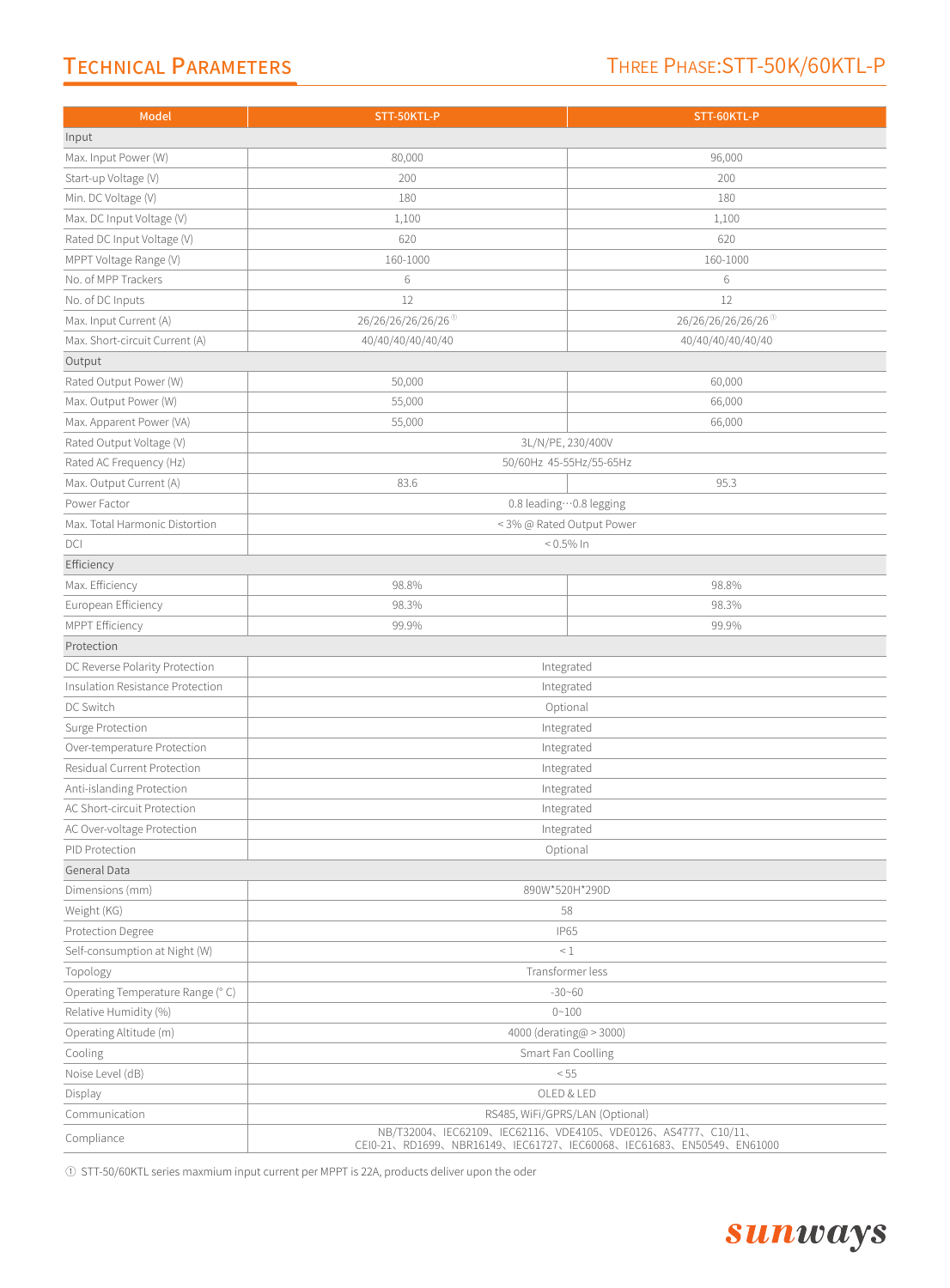# Technical Parameters

## Three Phase:STT-50K/60KTL-P

| Model | STT-50KTL-P | STT-60KTL-P |
|---|---|---|
| **Input** | | |
| Max. Input Power (W) | 80,000 | 96,000 |
| Start-up Voltage (V) | 200 | 200 |
| Min. DC Voltage (V) | 180 | 180 |
| Max. DC Input Voltage (V) | 1,100 | 1,100 |
| Rated DC Input Voltage (V) | 620 | 620 |
| MPPT Voltage Range (V) | 160-1000 | 160-1000 |
| No. of MPP Trackers | 6 | 6 |
| No. of DC Inputs | 12 | 12 |
| Max. Input Current (A) | 26/26/26/26/26/26 ① | 26/26/26/26/26/26 ① |
| Max. Short-circuit Current (A) | 40/40/40/40/40/40 | 40/40/40/40/40/40 |
| **Output** | | |
| Rated Output Power (W) | 50,000 | 60,000 |
| Max. Output Power (W) | 55,000 | 66,000 |
| Max. Apparent Power (VA) | 55,000 | 66,000 |
| Rated Output Voltage (V) | 3L/N/PE, 230/400V | |
| Rated AC Frequency (Hz) | 50/60Hz 45-55Hz/55-65Hz | |
| Max. Output Current (A) | 83.6 | 95.3 |
| Power Factor | 0.8 leading…0.8 legging | |
| Max. Total Harmonic Distortion | ＜3% @ Rated Output Power | |
| DCI | ＜0.5% In | |
| **Efficiency** | | |
| Max. Efficiency | 98.8% | 98.8% |
| European Efficiency | 98.3% | 98.3% |
| MPPT Efficiency | 99.9% | 99.9% |
| **Protection** | | |
| DC Reverse Polarity Protection | Integrated | |
| Insulation Resistance Protection | Integrated | |
| DC Switch | Optional | |
| Surge Protection | Integrated | |
| Over-temperature Protection | Integrated | |
| Residual Current Protection | Integrated | |
| Anti-islanding Protection | Integrated | |
| AC Short-circuit Protection | Integrated | |
| AC Over-voltage Protection | Integrated | |
| PID Protection | Optional | |
| **General Data** | | |
| Dimensions (mm) | 890W*520H*290D | |
| Weight (KG) | 58 | |
| Protection Degree | IP65 | |
| Self-consumption at Night (W) | ＜1 | |
| Topology | Transformer less | |
| Operating Temperature Range (° C) | -30~60 | |
| Relative Humidity (%) | 0~100 | |
| Operating Altitude (m) | 4000 (derating@＞3000) | |
| Cooling | Smart Fan Coolling | |
| Noise Level (dB) | ＜55 | |
| Display | OLED & LED | |
| Communication | RS485, WiFi/GPRS/LAN (Optional) | |
| Compliance | NB/T32004、IEC62109、IEC62116、VDE4105、VDE0126、AS4777、C10/11、CEI0-21、RD1699、NBR16149、IEC61727、IEC60068、IEC61683、EN50549、EN61000 | |

① STT-50/60KTL series maxmium input current per MPPT is 22A, products deliver upon the oder